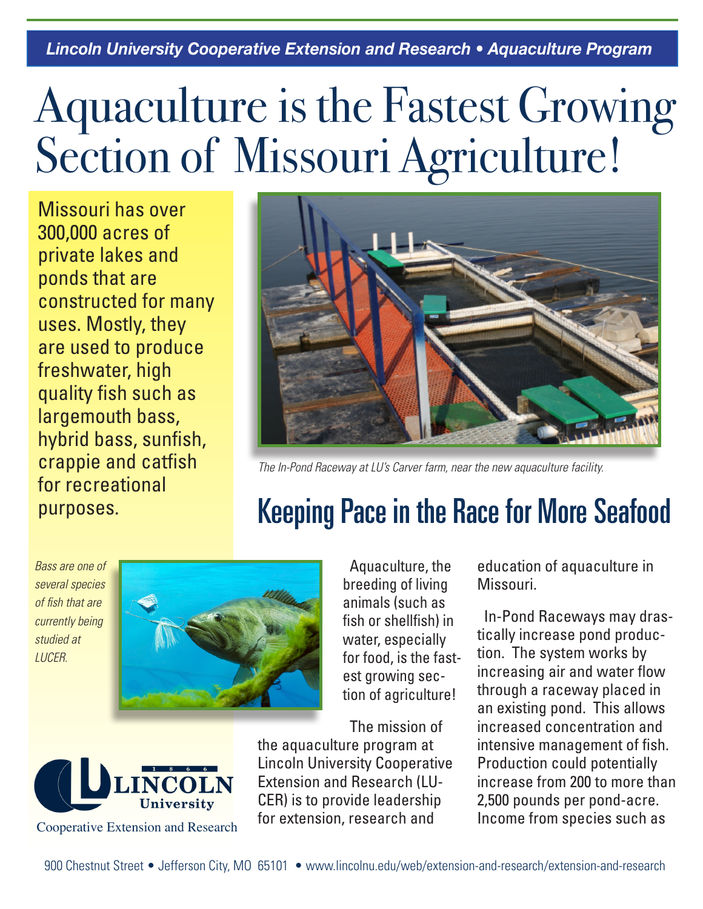Lincoln University Cooperative Extension and Research • Aquaculture Program

# Aquaculture is the Fastest Growing Section of Missouri Agriculture!

Missouri has over 300,000 acres of private lakes and ponds that are constructed for many uses. Mostly, they are used to produce freshwater, high quality fish such as largemouth bass, hybrid bass, sunfish, crappie and catfish for recreational purposes.

*The In-Pond Raceway at LU's Carver farm, near the new aquaculture facility.*

*Bass are one of several species of fish that are currently being studied at LUCER.*

## Keeping Pace in the Race for More Seafood

Aquaculture, the breeding of living animals (such as fish or shellfish) in water, especially for food, is the fastest growing section of agriculture!

The mission of the aquaculture program at Lincoln University Cooperative Extension and Research (LUCER) is to provide leadership for extension, research and education of aquaculture in Missouri.

In-Pond Raceways may drastically increase pond production. The system works by increasing air and water flow through a raceway placed in an existing pond. This allows increased concentration and intensive management of fish. Production could potentially increase from 200 to more than 2,500 pounds per pond-acre. Income from species such as

Lincoln University Cooperative Extension and Research

900 Chestnut Street • Jefferson City, MO 65101 • www.lincolnu.edu/web/extension-and-research/extension-and-research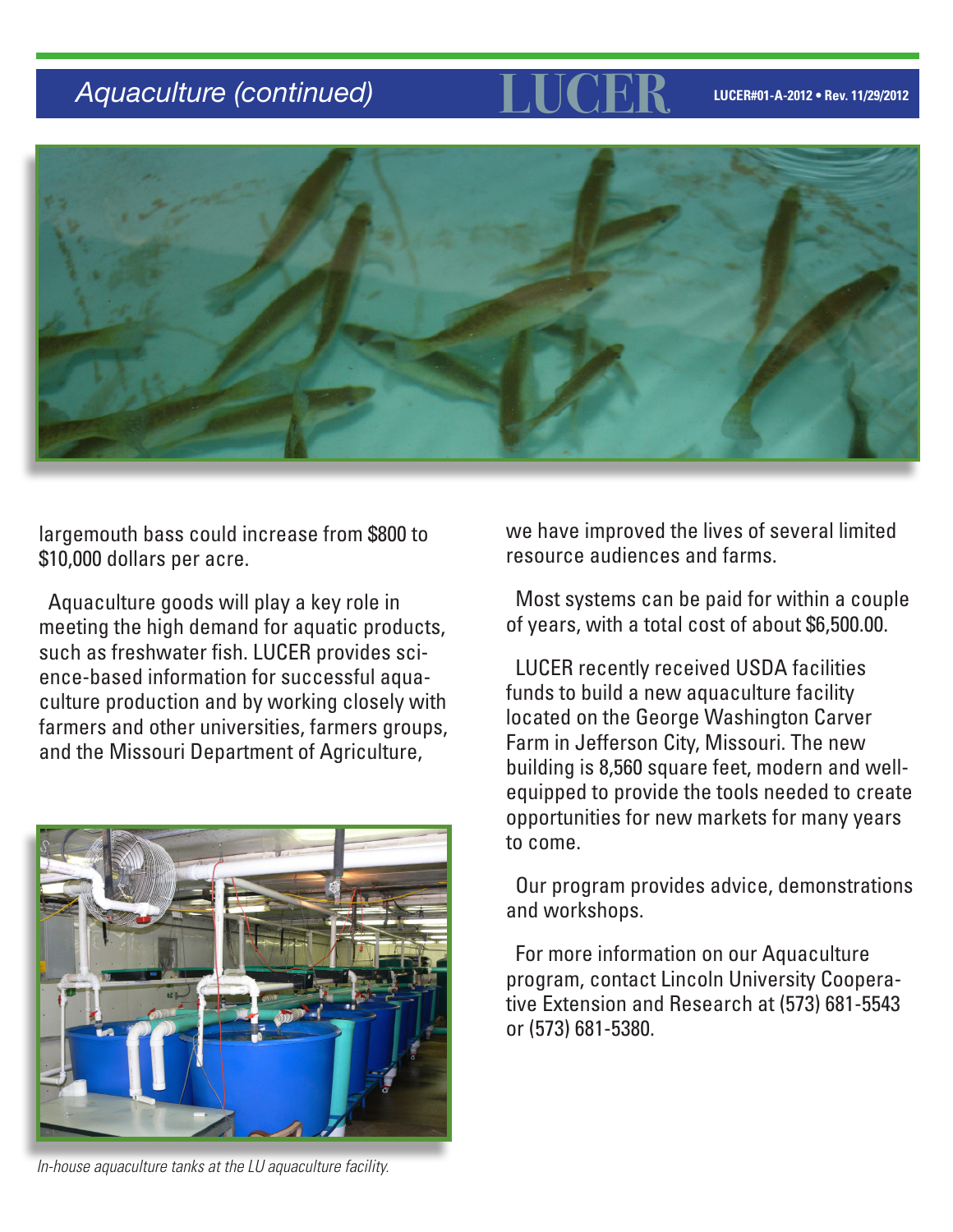largemouth bass could increase from $800 to $10,000 dollars per acre.

Aquaculture goods will play a key role in meeting the high demand for aquatic products, such as freshwater fish. LUCER provides science-based information for successful aquaculture production and by working closely with farmers and other universities, farmers groups, and the Missouri Department of Agriculture, we have improved the lives of several limited resource audiences and farms.

*In-house aquaculture tanks at the LU aquaculture facility.*

Most systems can be paid for within a couple of years, with a total cost of about $6,500.00.

LUCER recently received USDA facilities funds to build a new aquaculture facility located on the George Washington Carver Farm in Jefferson City, Missouri. The new building is 8,560 square feet, modern and well-equipped to provide the tools needed to create opportunities for new markets for many years to come.

Our program provides advice, demonstrations and workshops.

For more information on our Aquaculture program, contact Lincoln University Cooperative Extension and Research at (573) 681-5543 or (573) 681-5380.